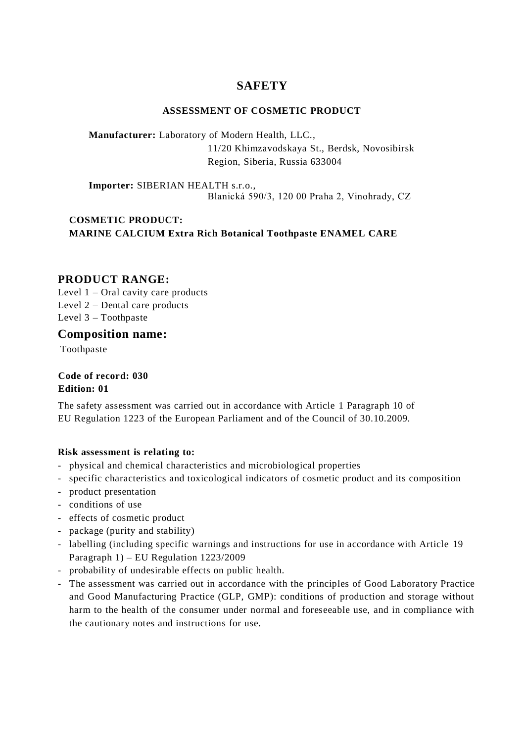# SAFETY

### ASSESSMENT OF COSMETIC PRODUCT

**Manufacturer:** Laboratory of Modern Health, LLC.,
11/20 Khimzavodskaya St., Berdsk, Novosibirsk
Region, Siberia, Russia 633004

**Importer:** SIBERIAN HEALTH s.r.o.,
Blanická 590/3, 120 00 Praha 2, Vinohrady, CZ

**COSMETIC PRODUCT:**
**MARINE CALCIUM Extra Rich Botanical Toothpaste ENAMEL CARE**

## PRODUCT RANGE:

Level 1 – Oral cavity care products
Level 2 – Dental care products
Level 3 – Toothpaste

## Composition name:

Toothpaste

**Code of record: 030**
**Edition: 01**

The safety assessment was carried out in accordance with Article 1 Paragraph 10 of EU Regulation 1223 of the European Parliament and of the Council of 30.10.2009.

**Risk assessment is relating to:**

- physical and chemical characteristics and microbiological properties
- specific characteristics and toxicological indicators of cosmetic product and its composition
- product presentation
- conditions of use
- effects of cosmetic product
- package (purity and stability)
- labelling (including specific warnings and instructions for use in accordance with Article 19 Paragraph 1) – EU Regulation 1223/2009
- probability of undesirable effects on public health.
- The assessment was carried out in accordance with the principles of Good Laboratory Practice and Good Manufacturing Practice (GLP, GMP): conditions of production and storage without harm to the health of the consumer under normal and foreseeable use, and in compliance with the cautionary notes and instructions for use.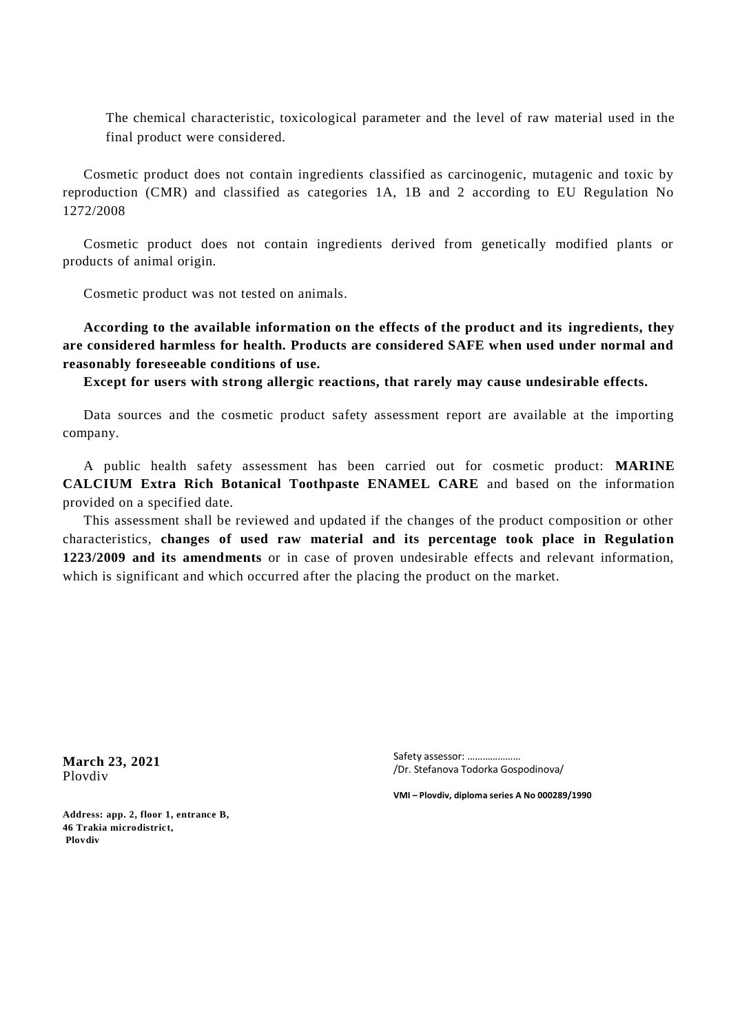The chemical characteristic, toxicological parameter and the level of raw material used in the final product were considered.

Cosmetic product does not contain ingredients classified as carcinogenic, mutagenic and toxic by reproduction (CMR) and classified as categories 1A, 1B and 2 according to EU Regulation No 1272/2008

Cosmetic product does not contain ingredients derived from genetically modified plants or products of animal origin.

Cosmetic product was not tested on animals.

**According to the available information on the effects of the product and its ingredients, they are considered harmless for health. Products are considered SAFE when used under normal and reasonably foreseeable conditions of use.**

**Except for users with strong allergic reactions, that rarely may cause undesirable effects.**

Data sources and the cosmetic product safety assessment report are available at the importing company.

A public health safety assessment has been carried out for cosmetic product: **MARINE CALCIUM Extra Rich Botanical Toothpaste ENAMEL CARE** and based on the information provided on a specified date.

This assessment shall be reviewed and updated if the changes of the product composition or other characteristics, **changes of used raw material and its percentage took place in Regulation 1223/2009 and its amendments** or in case of proven undesirable effects and relevant information, which is significant and which occurred after the placing the product on the market.

**March 23, 2021**
Plovdiv

Safety assessor: …………………
/Dr. Stefanova Todorka Gospodinova/

**VMI – Plovdiv, diploma series A No 000289/1990**

**Address: app. 2, floor 1, entrance B,**
**46 Trakia microdistrict,**
**Plovdiv**